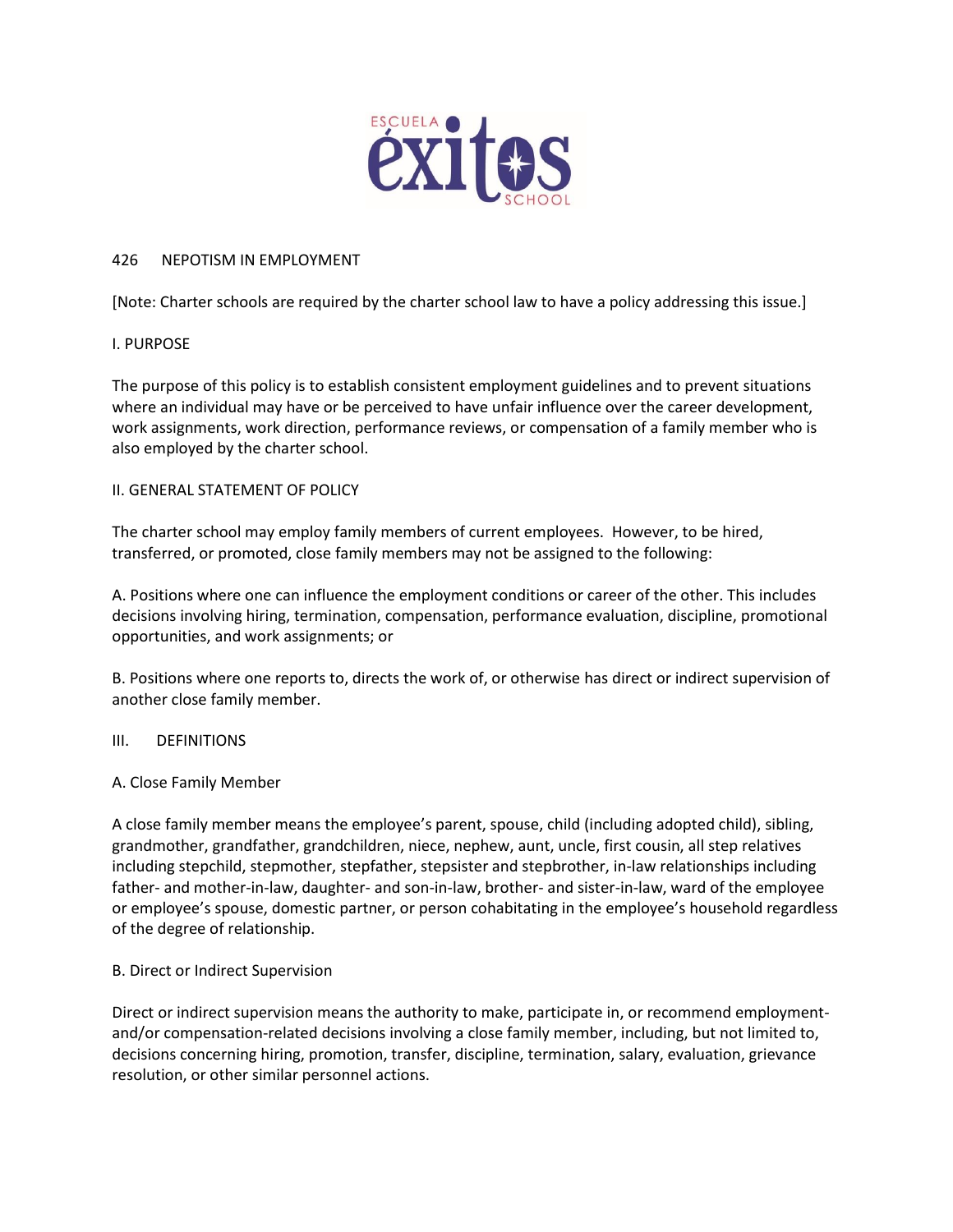# 426 NEPOTISM IN EMPLOYMENT

[Note: Charter schools are required by the charter school law to have a policy addressing this issue.]

## I. PURPOSE

The purpose of this policy is to establish consistent employment guidelines and to prevent situations where an individual may have or be perceived to have unfair influence over the career development, work assignments, work direction, performance reviews, or compensation of a family member who is also employed by the charter school.

## II. GENERAL STATEMENT OF POLICY

The charter school may employ family members of current employees. However, to be hired, transferred, or promoted, close family members may not be assigned to the following:

A. Positions where one can influence the employment conditions or career of the other. This includes decisions involving hiring, termination, compensation, performance evaluation, discipline, promotional opportunities, and work assignments; or

B. Positions where one reports to, directs the work of, or otherwise has direct or indirect supervision of another close family member.

## III. DEFINITIONS

### A. Close Family Member

A close family member means the employee's parent, spouse, child (including adopted child), sibling, grandmother, grandfather, grandchildren, niece, nephew, aunt, uncle, first cousin, all step relatives including stepchild, stepmother, stepfather, stepsister and stepbrother, in-law relationships including father- and mother-in-law, daughter- and son-in-law, brother- and sister-in-law, ward of the employee or employee's spouse, domestic partner, or person cohabitating in the employee's household regardless of the degree of relationship.

### B. Direct or Indirect Supervision

Direct or indirect supervision means the authority to make, participate in, or recommend employment- and/or compensation-related decisions involving a close family member, including, but not limited to, decisions concerning hiring, promotion, transfer, discipline, termination, salary, evaluation, grievance resolution, or other similar personnel actions.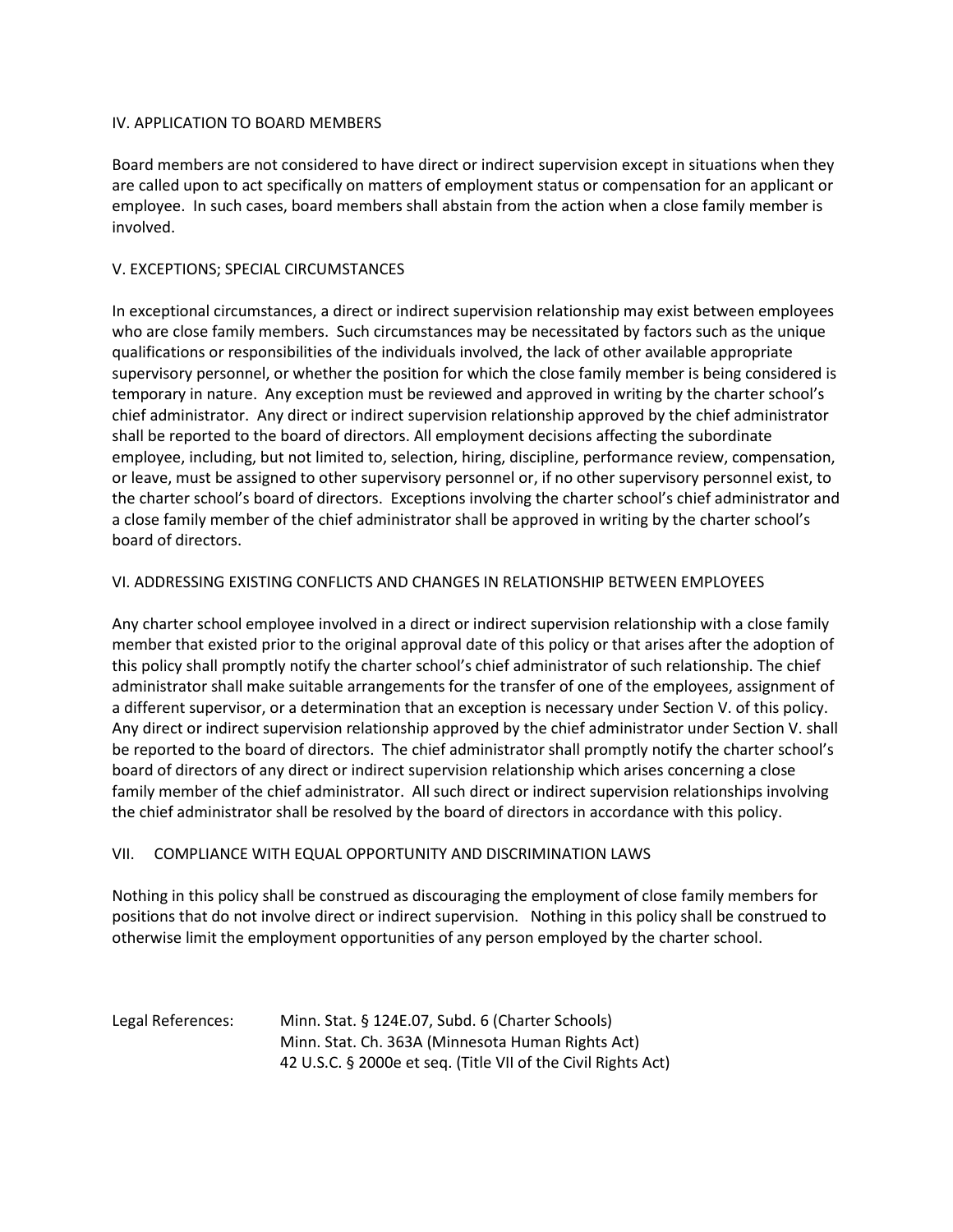## IV. APPLICATION TO BOARD MEMBERS

Board members are not considered to have direct or indirect supervision except in situations when they are called upon to act specifically on matters of employment status or compensation for an applicant or employee. In such cases, board members shall abstain from the action when a close family member is involved.

## V. EXCEPTIONS; SPECIAL CIRCUMSTANCES

In exceptional circumstances, a direct or indirect supervision relationship may exist between employees who are close family members. Such circumstances may be necessitated by factors such as the unique qualifications or responsibilities of the individuals involved, the lack of other available appropriate supervisory personnel, or whether the position for which the close family member is being considered is temporary in nature. Any exception must be reviewed and approved in writing by the charter school's chief administrator. Any direct or indirect supervision relationship approved by the chief administrator shall be reported to the board of directors. All employment decisions affecting the subordinate employee, including, but not limited to, selection, hiring, discipline, performance review, compensation, or leave, must be assigned to other supervisory personnel or, if no other supervisory personnel exist, to the charter school's board of directors. Exceptions involving the charter school's chief administrator and a close family member of the chief administrator shall be approved in writing by the charter school's board of directors.

## VI. ADDRESSING EXISTING CONFLICTS AND CHANGES IN RELATIONSHIP BETWEEN EMPLOYEES

Any charter school employee involved in a direct or indirect supervision relationship with a close family member that existed prior to the original approval date of this policy or that arises after the adoption of this policy shall promptly notify the charter school's chief administrator of such relationship. The chief administrator shall make suitable arrangements for the transfer of one of the employees, assignment of a different supervisor, or a determination that an exception is necessary under Section V. of this policy. Any direct or indirect supervision relationship approved by the chief administrator under Section V. shall be reported to the board of directors. The chief administrator shall promptly notify the charter school's board of directors of any direct or indirect supervision relationship which arises concerning a close family member of the chief administrator. All such direct or indirect supervision relationships involving the chief administrator shall be resolved by the board of directors in accordance with this policy.

## VII. COMPLIANCE WITH EQUAL OPPORTUNITY AND DISCRIMINATION LAWS

Nothing in this policy shall be construed as discouraging the employment of close family members for positions that do not involve direct or indirect supervision. Nothing in this policy shall be construed to otherwise limit the employment opportunities of any person employed by the charter school.

Legal References:
- Minn. Stat. § 124E.07, Subd. 6 (Charter Schools)
- Minn. Stat. Ch. 363A (Minnesota Human Rights Act)
- 42 U.S.C. § 2000e et seq. (Title VII of the Civil Rights Act)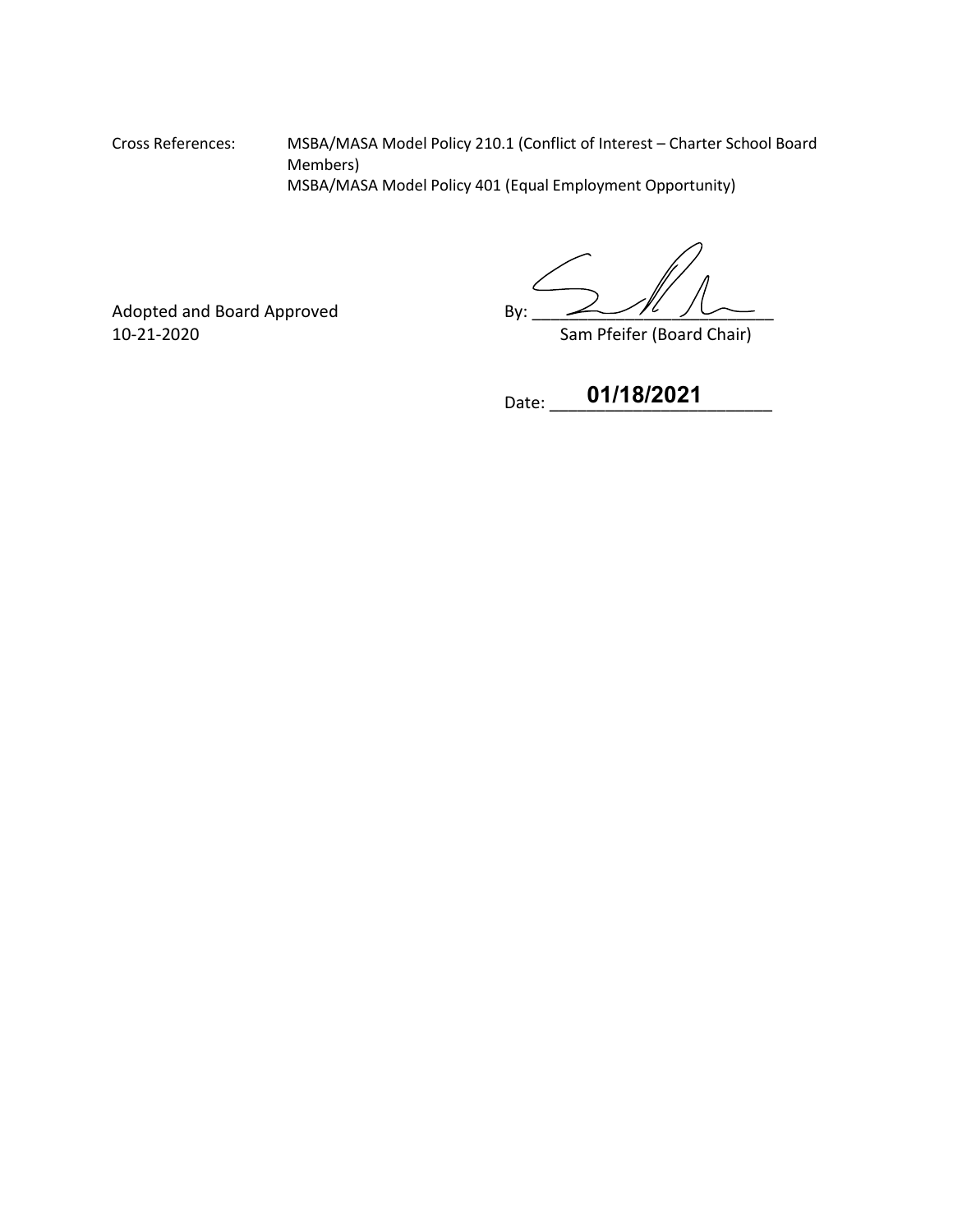Cross References: MSBA/MASA Model Policy 210.1 (Conflict of Interest – Charter School Board Members)
MSBA/MASA Model Policy 401 (Equal Employment Opportunity)

Adopted and Board Approved
10-21-2020

By: ______________________
Sam Pfeifer (Board Chair)

Date: 01/18/2021